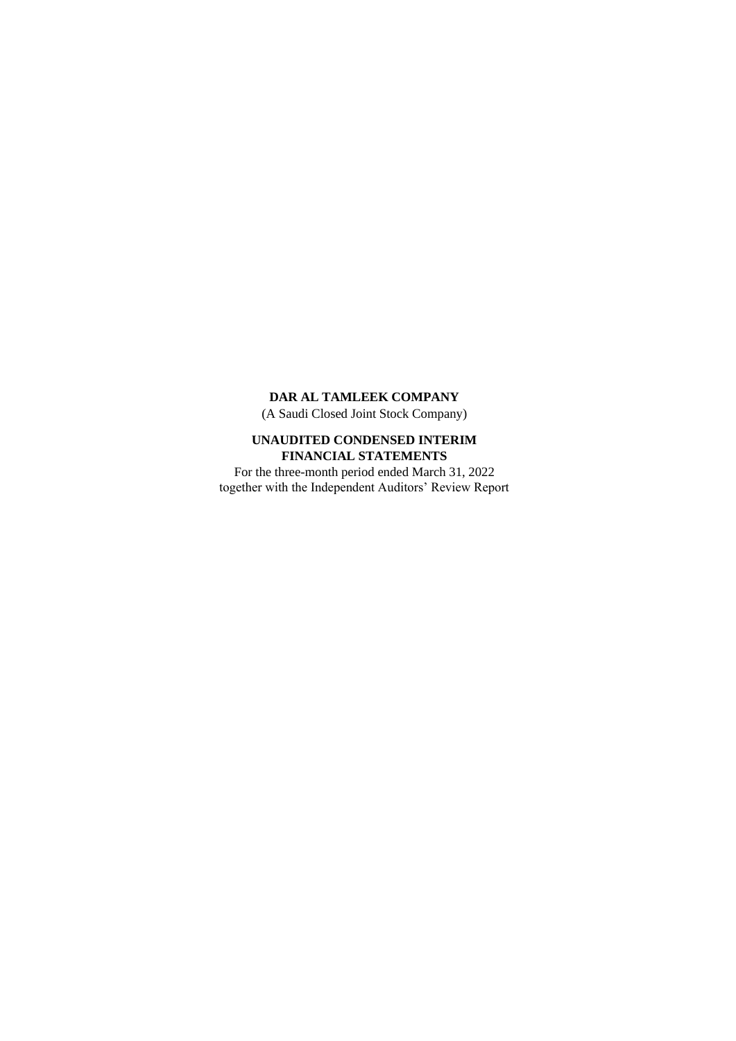**DAR AL TAMLEEK COMPANY**

(A Saudi Closed Joint Stock Company)

**UNAUDITED CONDENSED INTERIM FINANCIAL STATEMENTS**

For the three-month period ended March 31, 2022
together with the Independent Auditors' Review Report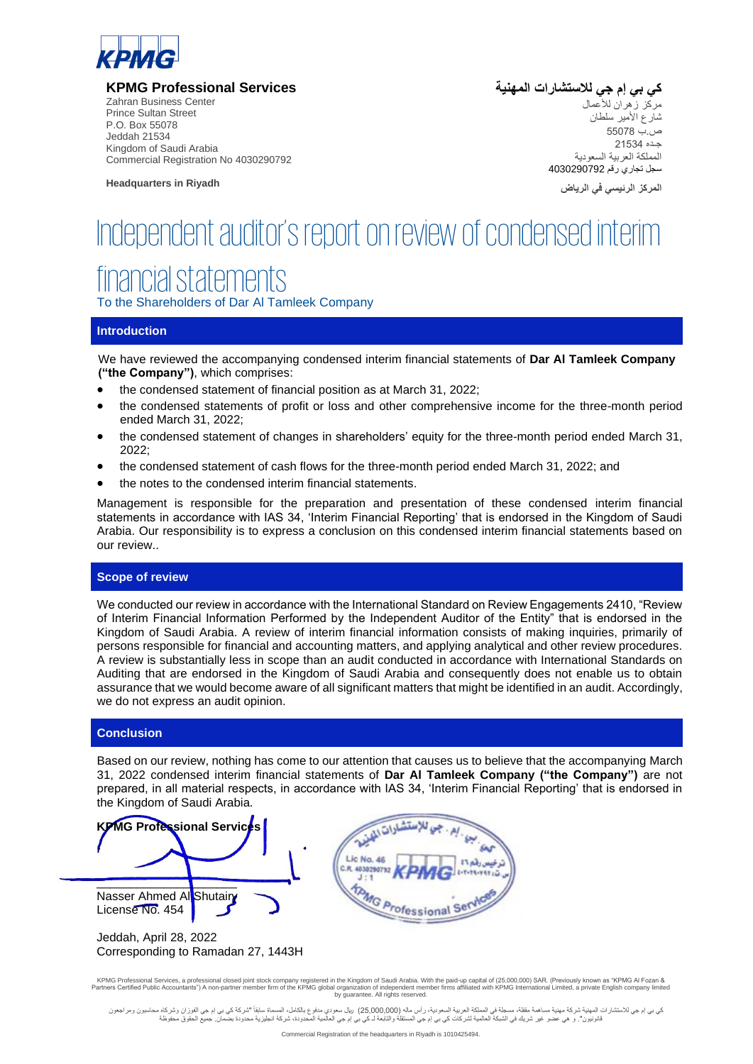**KPMG Professional Services**
Zahran Business Center
Prince Sultan Street
P.O. Box 55078
Jeddah 21534
Kingdom of Saudi Arabia
Commercial Registration No 4030290792

**Headquarters in Riyadh**

**كي بي إم جي للاستشارات المهنية**
مركز زهران للأعمال
شارع الأمير سلطان
ص.ب 55078
جـده 21534
المملكة العربية السعودية
سجل تجاري رقم 4030290792

**المركز الرئيسي في الرياض**

# Independent auditor's report on review of condensed interim financial statements

To the Shareholders of Dar Al Tamleek Company

## Introduction

We have reviewed the accompanying condensed interim financial statements of **Dar Al Tamleek Company ("the Company")**, which comprises:

- the condensed statement of financial position as at March 31, 2022;
- the condensed statements of profit or loss and other comprehensive income for the three-month period ended March 31, 2022;
- the condensed statement of changes in shareholders' equity for the three-month period ended March 31, 2022;
- the condensed statement of cash flows for the three-month period ended March 31, 2022; and
- the notes to the condensed interim financial statements.

Management is responsible for the preparation and presentation of these condensed interim financial statements in accordance with IAS 34, 'Interim Financial Reporting' that is endorsed in the Kingdom of Saudi Arabia. Our responsibility is to express a conclusion on this condensed interim financial statements based on our review..

## Scope of review

We conducted our review in accordance with the International Standard on Review Engagements 2410, "Review of Interim Financial Information Performed by the Independent Auditor of the Entity" that is endorsed in the Kingdom of Saudi Arabia. A review of interim financial information consists of making inquiries, primarily of persons responsible for financial and accounting matters, and applying analytical and other review procedures. A review is substantially less in scope than an audit conducted in accordance with International Standards on Auditing that are endorsed in the Kingdom of Saudi Arabia and consequently does not enable us to obtain assurance that we would become aware of all significant matters that might be identified in an audit. Accordingly, we do not express an audit opinion.

## Conclusion

Based on our review, nothing has come to our attention that causes us to believe that the accompanying March 31, 2022 condensed interim financial statements of **Dar Al Tamleek Company ("the Company")** are not prepared, in all material respects, in accordance with IAS 34, 'Interim Financial Reporting' that is endorsed in the Kingdom of Saudi Arabia.

**KPMG Professional Services**

Nasser Ahmed Al Shutairy
License No. 454

Jeddah, April 28, 2022
Corresponding to Ramadan 27, 1443H

KPMG Professional Services, a professional closed joint stock company registered in the Kingdom of Saudi Arabia. With the paid-up capital of (25,000,000) SAR. (Previously known as "KPMG Al Fozan & Partners Certified Public Accountants") A non-partner member firm of the KPMG global organization of independent member firms affiliated with KPMG International Limited, a private English company limited by guarantee. All rights reserved.

كي بي إم جي للاستشارات المهنية شركة مهنية مساهمة مقفلة، مسجلة في المملكة العربية السعودية، رأس ماله (25,000,000) ريال سعودي مدفوع بالكامل، المسماة سابقاً "شركة كي بي إم جي الفوزان وشركاه محاسبون ومراجعون قانونيون". و هي عضو غير شريك في الشبكة العالمية لشركات كي بي إم جي المستقلة والتابعة لـ كي بي إم جي العالمية المحدودة، شركة انجليزية محدودة بضمان. جميع الحقوق محفوظة

Commercial Registration of the headquarters in Riyadh is 1010425494.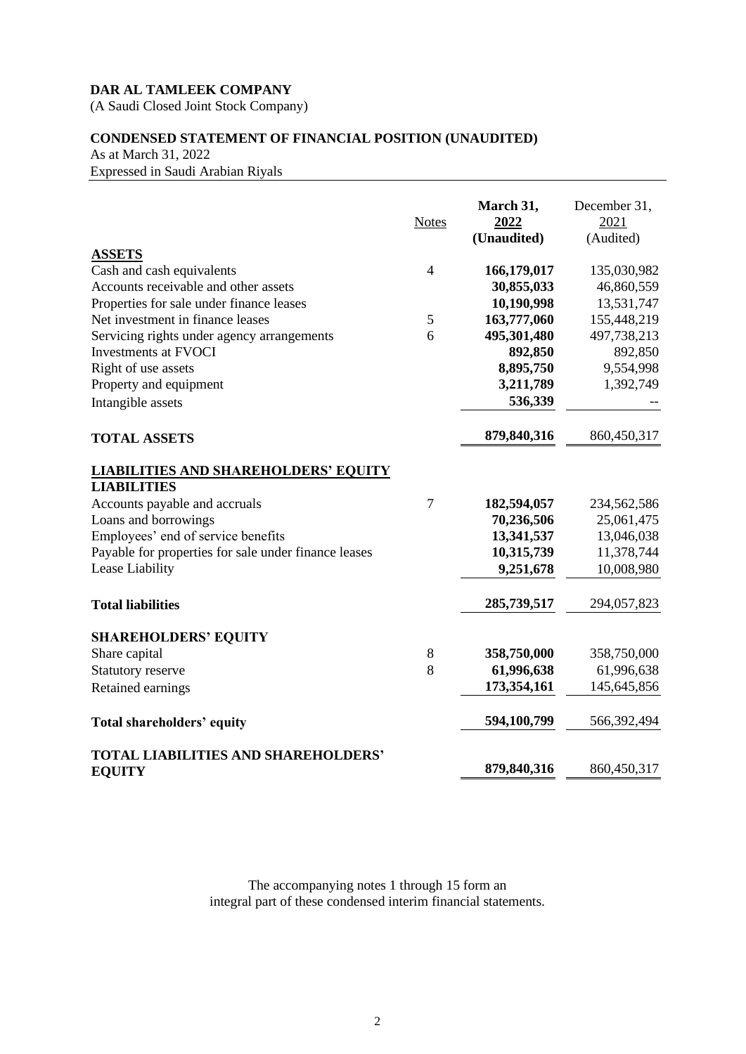**DAR AL TAMLEEK COMPANY**
(A Saudi Closed Joint Stock Company)

**CONDENSED STATEMENT OF FINANCIAL POSITION (UNAUDITED)**
As at March 31, 2022
Expressed in Saudi Arabian Riyals

| | Notes | March 31, 2022 (Unaudited) | December 31, 2021 (Audited) |
|---|---|---|---|
| **ASSETS** | | | |
| Cash and cash equivalents | 4 | **166,179,017** | 135,030,982 |
| Accounts receivable and other assets | | **30,855,033** | 46,860,559 |
| Properties for sale under finance leases | | **10,190,998** | 13,531,747 |
| Net investment in finance leases | 5 | **163,777,060** | 155,448,219 |
| Servicing rights under agency arrangements | 6 | **495,301,480** | 497,738,213 |
| Investments at FVOCI | | **892,850** | 892,850 |
| Right of use assets | | **8,895,750** | 9,554,998 |
| Property and equipment | | **3,211,789** | 1,392,749 |
| Intangible assets | | **536,339** | -- |
| **TOTAL ASSETS** | | **879,840,316** | 860,450,317 |
| **LIABILITIES AND SHAREHOLDERS' EQUITY** | | | |
| **LIABILITIES** | | | |
| Accounts payable and accruals | 7 | **182,594,057** | 234,562,586 |
| Loans and borrowings | | **70,236,506** | 25,061,475 |
| Employees' end of service benefits | | **13,341,537** | 13,046,038 |
| Payable for properties for sale under finance leases | | **10,315,739** | 11,378,744 |
| Lease Liability | | **9,251,678** | 10,008,980 |
| **Total liabilities** | | **285,739,517** | 294,057,823 |
| **SHAREHOLDERS' EQUITY** | | | |
| Share capital | 8 | **358,750,000** | 358,750,000 |
| Statutory reserve | 8 | **61,996,638** | 61,996,638 |
| Retained earnings | | **173,354,161** | 145,645,856 |
| **Total shareholders' equity** | | **594,100,799** | 566,392,494 |
| **TOTAL LIABILITIES AND SHAREHOLDERS' EQUITY** | | **879,840,316** | 860,450,317 |

The accompanying notes 1 through 15 form an integral part of these condensed interim financial statements.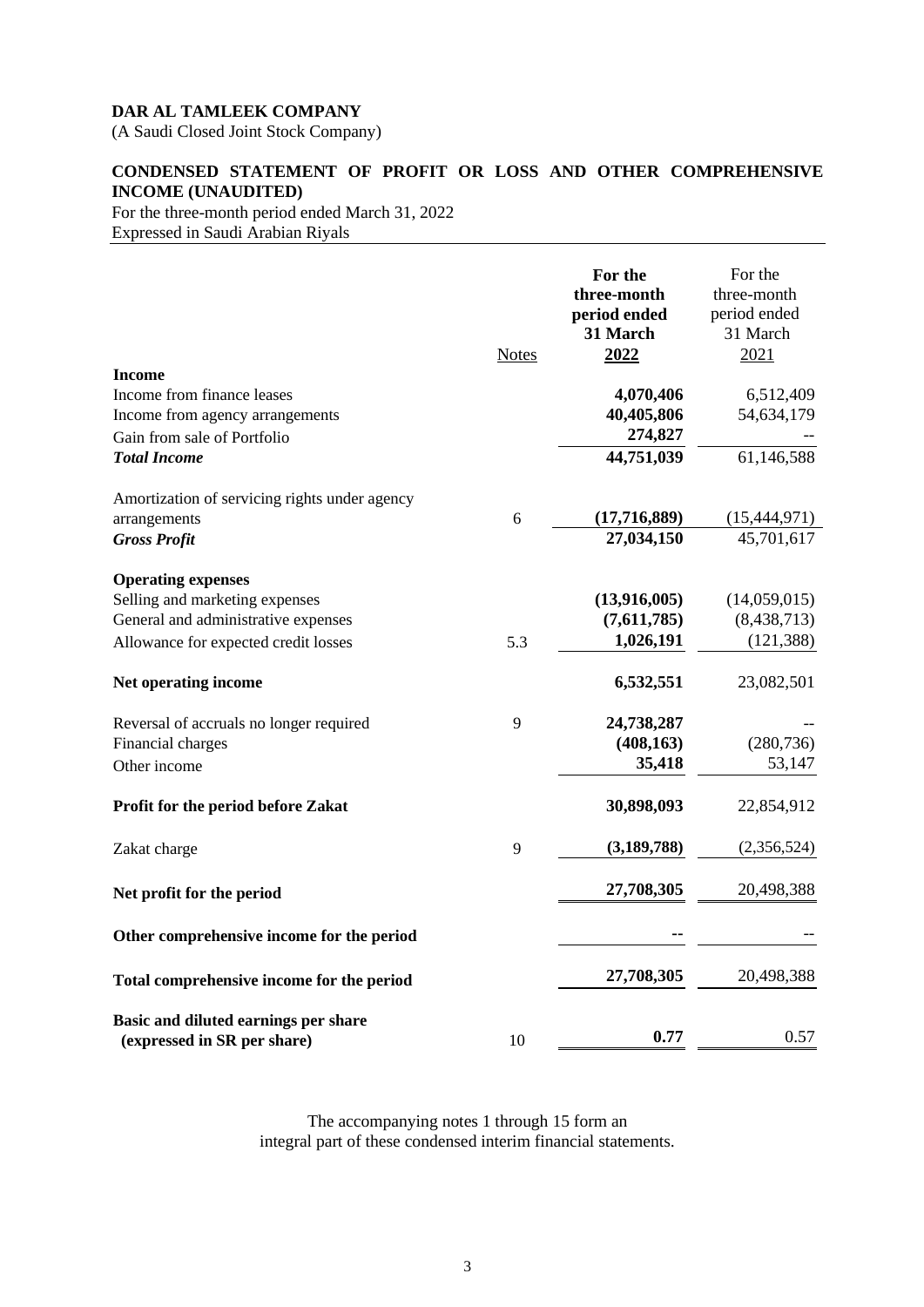**DAR AL TAMLEEK COMPANY**
(A Saudi Closed Joint Stock Company)

**CONDENSED STATEMENT OF PROFIT OR LOSS AND OTHER COMPREHENSIVE INCOME (UNAUDITED)**
For the three-month period ended March 31, 2022
Expressed in Saudi Arabian Riyals

| | Notes | **For the three-month period ended 31 March 2022** | For the three-month period ended 31 March 2021 |
|---|---|---|---|
| **Income** | | | |
| Income from finance leases | | **4,070,406** | 6,512,409 |
| Income from agency arrangements | | **40,405,806** | 54,634,179 |
| Gain from sale of Portfolio | | **274,827** | -- |
| ***Total Income*** | | **44,751,039** | 61,146,588 |
| Amortization of servicing rights under agency arrangements | 6 | **(17,716,889)** | (15,444,971) |
| ***Gross Profit*** | | **27,034,150** | 45,701,617 |
| **Operating expenses** | | | |
| Selling and marketing expenses | | **(13,916,005)** | (14,059,015) |
| General and administrative expenses | | **(7,611,785)** | (8,438,713) |
| Allowance for expected credit losses | 5.3 | **1,026,191** | (121,388) |
| **Net operating income** | | **6,532,551** | 23,082,501 |
| Reversal of accruals no longer required | 9 | **24,738,287** | -- |
| Financial charges | | **(408,163)** | (280,736) |
| Other income | | **35,418** | 53,147 |
| **Profit for the period before Zakat** | | **30,898,093** | 22,854,912 |
| Zakat charge | 9 | **(3,189,788)** | (2,356,524) |
| **Net profit for the period** | | **27,708,305** | 20,498,388 |
| **Other comprehensive income for the period** | | **--** | -- |
| **Total comprehensive income for the period** | | **27,708,305** | 20,498,388 |
| **Basic and diluted earnings per share (expressed in SR per share)** | 10 | **0.77** | 0.57 |

The accompanying notes 1 through 15 form an integral part of these condensed interim financial statements.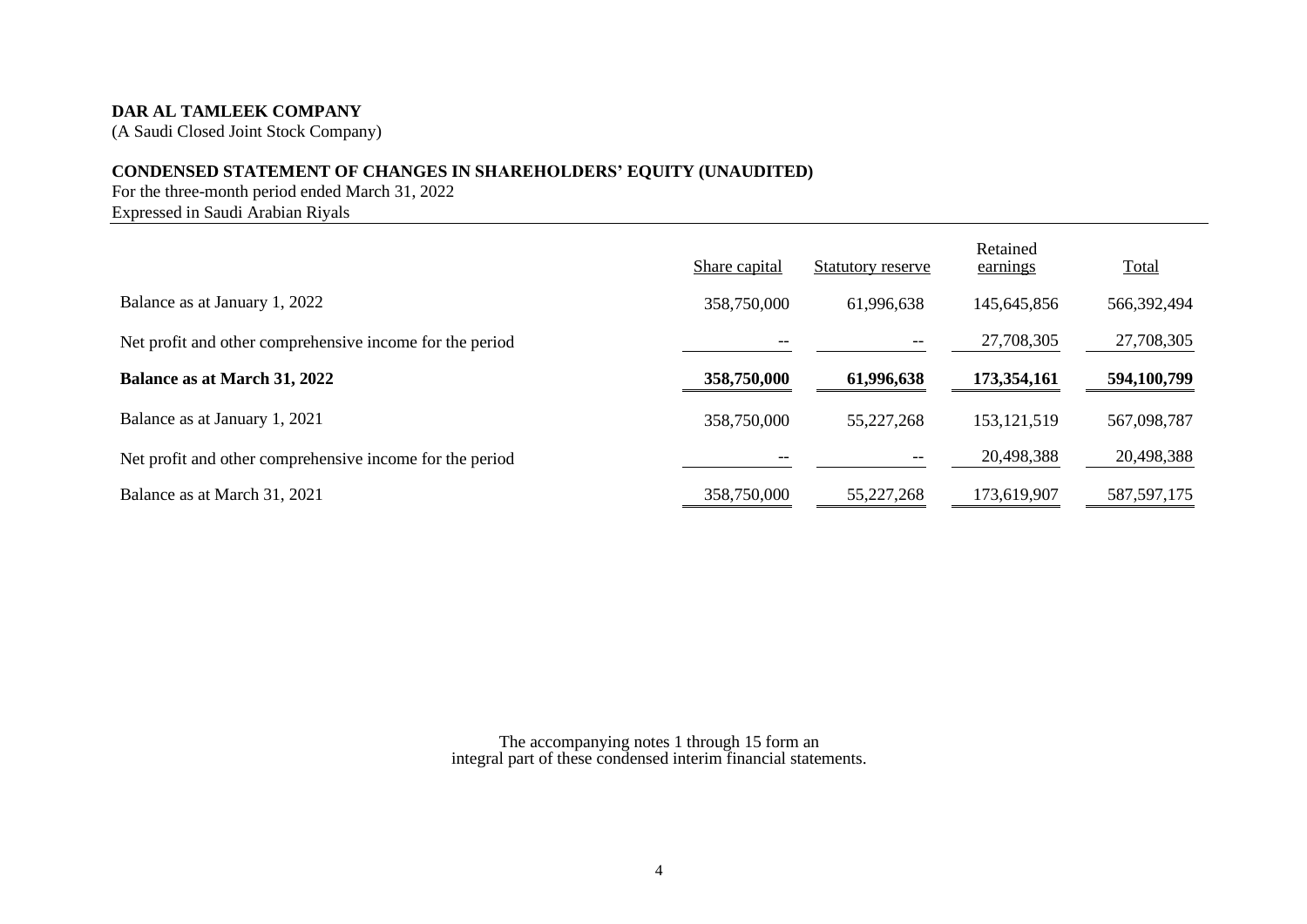**DAR AL TAMLEEK COMPANY**
(A Saudi Closed Joint Stock Company)

**CONDENSED STATEMENT OF CHANGES IN SHAREHOLDERS' EQUITY (UNAUDITED)**
For the three-month period ended March 31, 2022
Expressed in Saudi Arabian Riyals

| | Share capital | Statutory reserve | Retained earnings | Total |
|---|---|---|---|---|
| Balance as at January 1, 2022 | 358,750,000 | 61,996,638 | 145,645,856 | 566,392,494 |
| Net profit and other comprehensive income for the period | -- | -- | 27,708,305 | 27,708,305 |
| **Balance as at March 31, 2022** | **358,750,000** | **61,996,638** | **173,354,161** | **594,100,799** |
| Balance as at January 1, 2021 | 358,750,000 | 55,227,268 | 153,121,519 | 567,098,787 |
| Net profit and other comprehensive income for the period | -- | -- | 20,498,388 | 20,498,388 |
| Balance as at March 31, 2021 | 358,750,000 | 55,227,268 | 173,619,907 | 587,597,175 |

The accompanying notes 1 through 15 form an integral part of these condensed interim financial statements.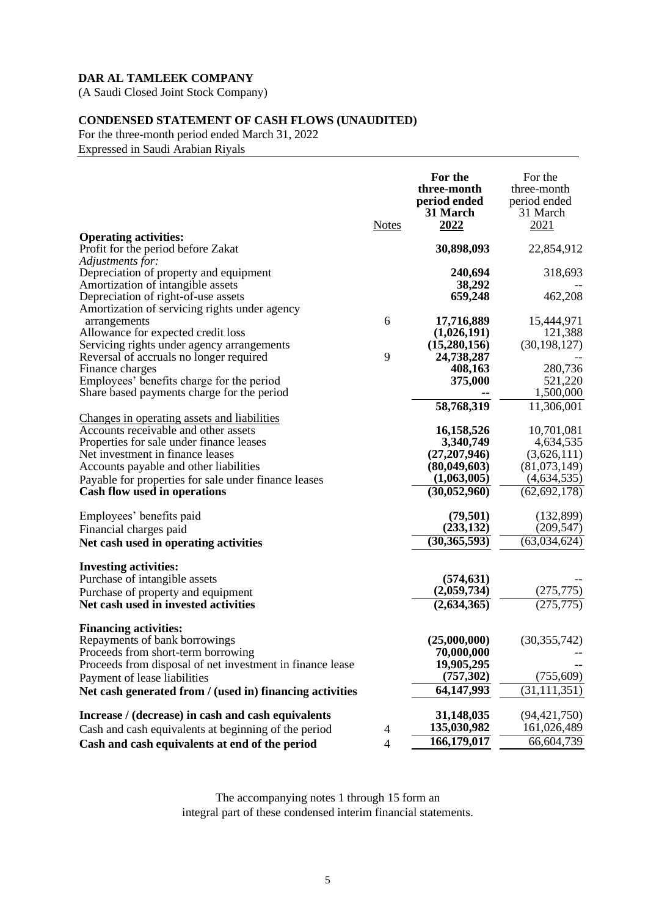**DAR AL TAMLEEK COMPANY**

(A Saudi Closed Joint Stock Company)

**CONDENSED STATEMENT OF CASH FLOWS (UNAUDITED)**

For the three-month period ended March 31, 2022

Expressed in Saudi Arabian Riyals

| | Notes | **For the three-month period ended 31 March 2022** | For the three-month period ended 31 March 2021 |
|---|---|---|---|
| **Operating activities:** | | | |
| Profit for the period before Zakat | | **30,898,093** | 22,854,912 |
| *Adjustments for:* | | | |
| Depreciation of property and equipment | | **240,694** | 318,693 |
| Amortization of intangible assets | | **38,292** | -- |
| Depreciation of right-of-use assets | | **659,248** | 462,208 |
| Amortization of servicing rights under agency arrangements | 6 | **17,716,889** | 15,444,971 |
| Allowance for expected credit loss | | **(1,026,191)** | 121,388 |
| Servicing rights under agency arrangements | | **(15,280,156)** | (30,198,127) |
| Reversal of accruals no longer required | 9 | **24,738,287** | -- |
| Finance charges | | **408,163** | 280,736 |
| Employees' benefits charge for the period | | **375,000** | 521,220 |
| Share based payments charge for the period | | **--** | 1,500,000 |
| | | **58,768,319** | 11,306,001 |
| Changes in operating assets and liabilities | | | |
| Accounts receivable and other assets | | **16,158,526** | 10,701,081 |
| Properties for sale under finance leases | | **3,340,749** | 4,634,535 |
| Net investment in finance leases | | **(27,207,946)** | (3,626,111) |
| Accounts payable and other liabilities | | **(80,049,603)** | (81,073,149) |
| Payable for properties for sale under finance leases | | **(1,063,005)** | (4,634,535) |
| **Cash flow used in operations** | | **(30,052,960)** | (62,692,178) |
| Employees' benefits paid | | **(79,501)** | (132,899) |
| Financial charges paid | | **(233,132)** | (209,547) |
| **Net cash used in operating activities** | | **(30,365,593)** | (63,034,624) |
| **Investing activities:** | | | |
| Purchase of intangible assets | | **(574,631)** | -- |
| Purchase of property and equipment | | **(2,059,734)** | (275,775) |
| **Net cash used in invested activities** | | **(2,634,365)** | (275,775) |
| **Financing activities:** | | | |
| Repayments of bank borrowings | | **(25,000,000)** | (30,355,742) |
| Proceeds from short-term borrowing | | **70,000,000** | -- |
| Proceeds from disposal of net investment in finance lease | | **19,905,295** | -- |
| Payment of lease liabilities | | **(757,302)** | (755,609) |
| **Net cash generated from / (used in) financing activities** | | **64,147,993** | (31,111,351) |
| **Increase / (decrease) in cash and cash equivalents** | | **31,148,035** | (94,421,750) |
| Cash and cash equivalents at beginning of the period | 4 | **135,030,982** | 161,026,489 |
| **Cash and cash equivalents at end of the period** | 4 | **166,179,017** | 66,604,739 |

The accompanying notes 1 through 15 form an integral part of these condensed interim financial statements.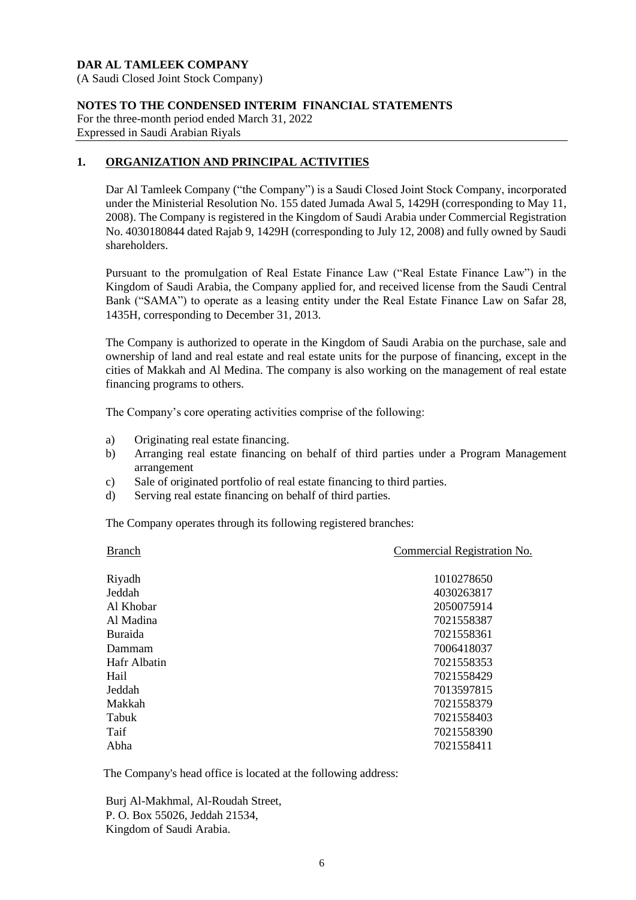**DAR AL TAMLEEK COMPANY**
(A Saudi Closed Joint Stock Company)

**NOTES TO THE CONDENSED INTERIM FINANCIAL STATEMENTS**
For the three-month period ended March 31, 2022
Expressed in Saudi Arabian Riyals

## 1. ORGANIZATION AND PRINCIPAL ACTIVITIES

Dar Al Tamleek Company ("the Company") is a Saudi Closed Joint Stock Company, incorporated under the Ministerial Resolution No. 155 dated Jumada Awal 5, 1429H (corresponding to May 11, 2008). The Company is registered in the Kingdom of Saudi Arabia under Commercial Registration No. 4030180844 dated Rajab 9, 1429H (corresponding to July 12, 2008) and fully owned by Saudi shareholders.

Pursuant to the promulgation of Real Estate Finance Law ("Real Estate Finance Law") in the Kingdom of Saudi Arabia, the Company applied for, and received license from the Saudi Central Bank ("SAMA") to operate as a leasing entity under the Real Estate Finance Law on Safar 28, 1435H, corresponding to December 31, 2013.

The Company is authorized to operate in the Kingdom of Saudi Arabia on the purchase, sale and ownership of land and real estate and real estate units for the purpose of financing, except in the cities of Makkah and Al Medina. The company is also working on the management of real estate financing programs to others.

The Company's core operating activities comprise of the following:

a) Originating real estate financing.
b) Arranging real estate financing on behalf of third parties under a Program Management arrangement
c) Sale of originated portfolio of real estate financing to third parties.
d) Serving real estate financing on behalf of third parties.

The Company operates through its following registered branches:

| Branch | Commercial Registration No. |
|---|---|
| Riyadh | 1010278650 |
| Jeddah | 4030263817 |
| Al Khobar | 2050075914 |
| Al Madina | 7021558387 |
| Buraida | 7021558361 |
| Dammam | 7006418037 |
| Hafr Albatin | 7021558353 |
| Hail | 7021558429 |
| Jeddah | 7013597815 |
| Makkah | 7021558379 |
| Tabuk | 7021558403 |
| Taif | 7021558390 |
| Abha | 7021558411 |

The Company's head office is located at the following address:

Burj Al-Makhmal, Al-Roudah Street,
P. O. Box 55026, Jeddah 21534,
Kingdom of Saudi Arabia.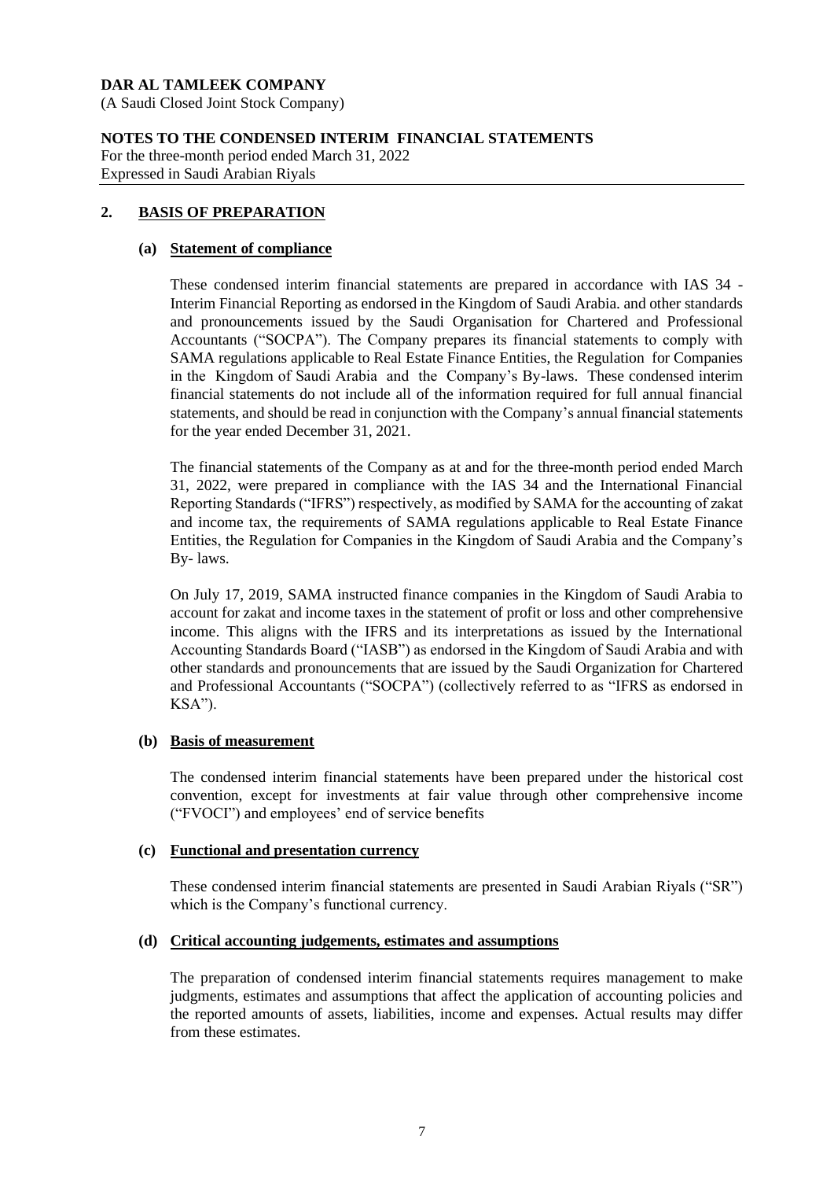**DAR AL TAMLEEK COMPANY**
(A Saudi Closed Joint Stock Company)

**NOTES TO THE CONDENSED INTERIM FINANCIAL STATEMENTS**
For the three-month period ended March 31, 2022
Expressed in Saudi Arabian Riyals

## 2. BASIS OF PREPARATION

### (a) Statement of compliance

These condensed interim financial statements are prepared in accordance with IAS 34 - Interim Financial Reporting as endorsed in the Kingdom of Saudi Arabia. and other standards and pronouncements issued by the Saudi Organisation for Chartered and Professional Accountants ("SOCPA"). The Company prepares its financial statements to comply with SAMA regulations applicable to Real Estate Finance Entities, the Regulation for Companies in the Kingdom of Saudi Arabia and the Company's By-laws. These condensed interim financial statements do not include all of the information required for full annual financial statements, and should be read in conjunction with the Company's annual financial statements for the year ended December 31, 2021.

The financial statements of the Company as at and for the three-month period ended March 31, 2022, were prepared in compliance with the IAS 34 and the International Financial Reporting Standards ("IFRS") respectively, as modified by SAMA for the accounting of zakat and income tax, the requirements of SAMA regulations applicable to Real Estate Finance Entities, the Regulation for Companies in the Kingdom of Saudi Arabia and the Company's By- laws.

On July 17, 2019, SAMA instructed finance companies in the Kingdom of Saudi Arabia to account for zakat and income taxes in the statement of profit or loss and other comprehensive income. This aligns with the IFRS and its interpretations as issued by the International Accounting Standards Board ("IASB") as endorsed in the Kingdom of Saudi Arabia and with other standards and pronouncements that are issued by the Saudi Organization for Chartered and Professional Accountants ("SOCPA") (collectively referred to as "IFRS as endorsed in KSA").

### (b) Basis of measurement

The condensed interim financial statements have been prepared under the historical cost convention, except for investments at fair value through other comprehensive income ("FVOCI") and employees' end of service benefits

### (c) Functional and presentation currency

These condensed interim financial statements are presented in Saudi Arabian Riyals ("SR") which is the Company's functional currency.

### (d) Critical accounting judgements, estimates and assumptions

The preparation of condensed interim financial statements requires management to make judgments, estimates and assumptions that affect the application of accounting policies and the reported amounts of assets, liabilities, income and expenses. Actual results may differ from these estimates.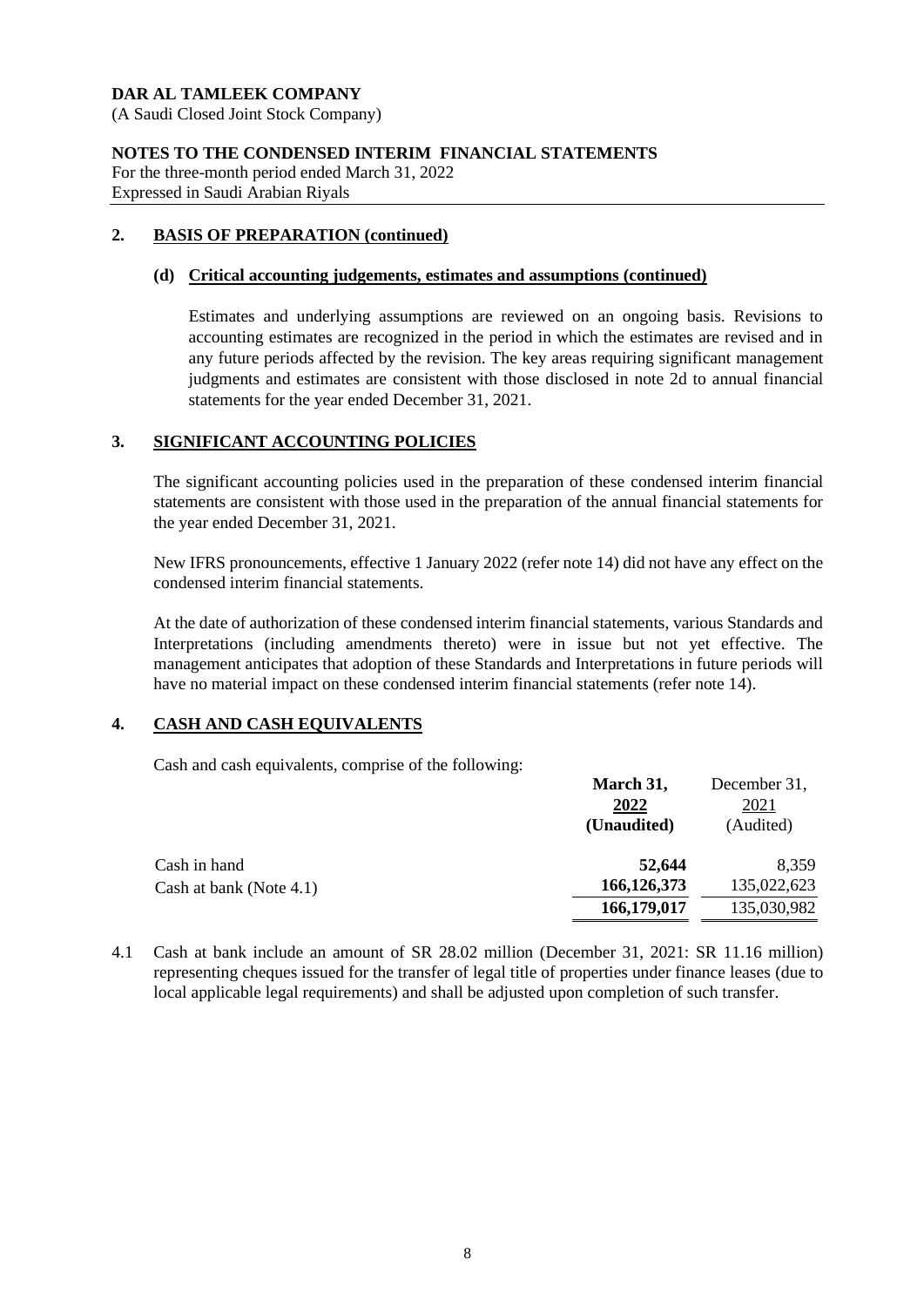**DAR AL TAMLEEK COMPANY**
(A Saudi Closed Joint Stock Company)

**NOTES TO THE CONDENSED INTERIM FINANCIAL STATEMENTS**
For the three-month period ended March 31, 2022
Expressed in Saudi Arabian Riyals

## 2. BASIS OF PREPARATION (continued)

### (d) Critical accounting judgements, estimates and assumptions (continued)

Estimates and underlying assumptions are reviewed on an ongoing basis. Revisions to accounting estimates are recognized in the period in which the estimates are revised and in any future periods affected by the revision. The key areas requiring significant management judgments and estimates are consistent with those disclosed in note 2d to annual financial statements for the year ended December 31, 2021.

## 3. SIGNIFICANT ACCOUNTING POLICIES

The significant accounting policies used in the preparation of these condensed interim financial statements are consistent with those used in the preparation of the annual financial statements for the year ended December 31, 2021.

New IFRS pronouncements, effective 1 January 2022 (refer note 14) did not have any effect on the condensed interim financial statements.

At the date of authorization of these condensed interim financial statements, various Standards and Interpretations (including amendments thereto) were in issue but not yet effective. The management anticipates that adoption of these Standards and Interpretations in future periods will have no material impact on these condensed interim financial statements (refer note 14).

## 4. CASH AND CASH EQUIVALENTS

Cash and cash equivalents, comprise of the following:

| | **March 31, 2022 (Unaudited)** | December 31, 2021 (Audited) |
|---|---|---|
| Cash in hand | **52,644** | 8,359 |
| Cash at bank (Note 4.1) | **166,126,373** | 135,022,623 |
| | **166,179,017** | 135,030,982 |

4.1 Cash at bank include an amount of SR 28.02 million (December 31, 2021: SR 11.16 million) representing cheques issued for the transfer of legal title of properties under finance leases (due to local applicable legal requirements) and shall be adjusted upon completion of such transfer.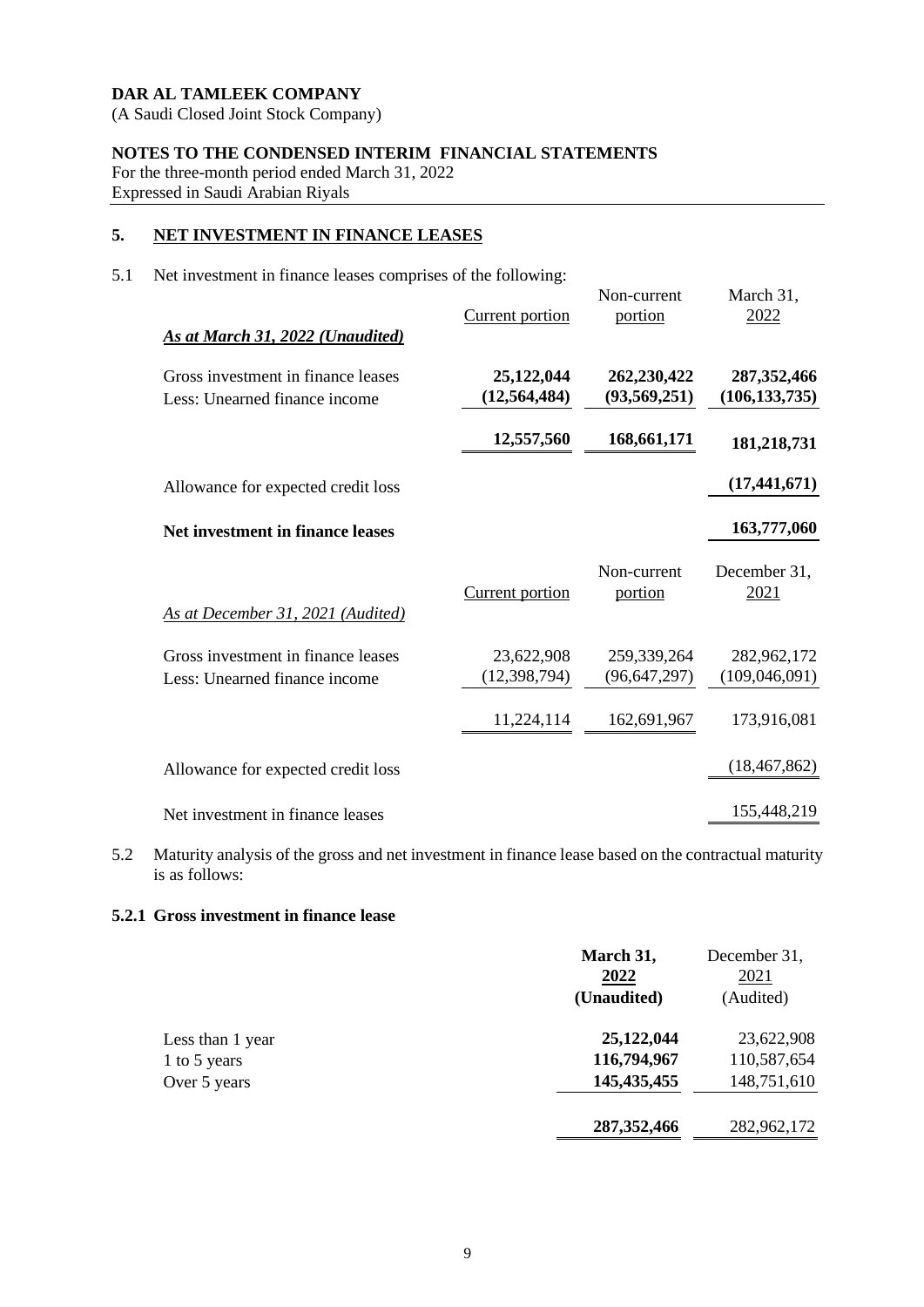**DAR AL TAMLEEK COMPANY**
(A Saudi Closed Joint Stock Company)

**NOTES TO THE CONDENSED INTERIM FINANCIAL STATEMENTS**
For the three-month period ended March 31, 2022
Expressed in Saudi Arabian Riyals

## 5. NET INVESTMENT IN FINANCE LEASES

5.1 Net investment in finance leases comprises of the following:

| *As at March 31, 2022 (Unaudited)* | Current portion | Non-current portion | March 31, 2022 |
|---|---|---|---|
| Gross investment in finance leases | **25,122,044** | **262,230,422** | **287,352,466** |
| Less: Unearned finance income | **(12,564,484)** | **(93,569,251)** | **(106,133,735)** |
| | **12,557,560** | **168,661,171** | **181,218,731** |
| Allowance for expected credit loss | | | **(17,441,671)** |
| **Net investment in finance leases** | | | **163,777,060** |

| *As at December 31, 2021 (Audited)* | Current portion | Non-current portion | December 31, 2021 |
|---|---|---|---|
| Gross investment in finance leases | 23,622,908 | 259,339,264 | 282,962,172 |
| Less: Unearned finance income | (12,398,794) | (96,647,297) | (109,046,091) |
| | 11,224,114 | 162,691,967 | 173,916,081 |
| Allowance for expected credit loss | | | (18,467,862) |
| Net investment in finance leases | | | 155,448,219 |

5.2 Maturity analysis of the gross and net investment in finance lease based on the contractual maturity is as follows:

### 5.2.1 Gross investment in finance lease

| | **March 31, 2022 (Unaudited)** | December 31, 2021 (Audited) |
|---|---|---|
| Less than 1 year | **25,122,044** | 23,622,908 |
| 1 to 5 years | **116,794,967** | 110,587,654 |
| Over 5 years | **145,435,455** | 148,751,610 |
| | **287,352,466** | 282,962,172 |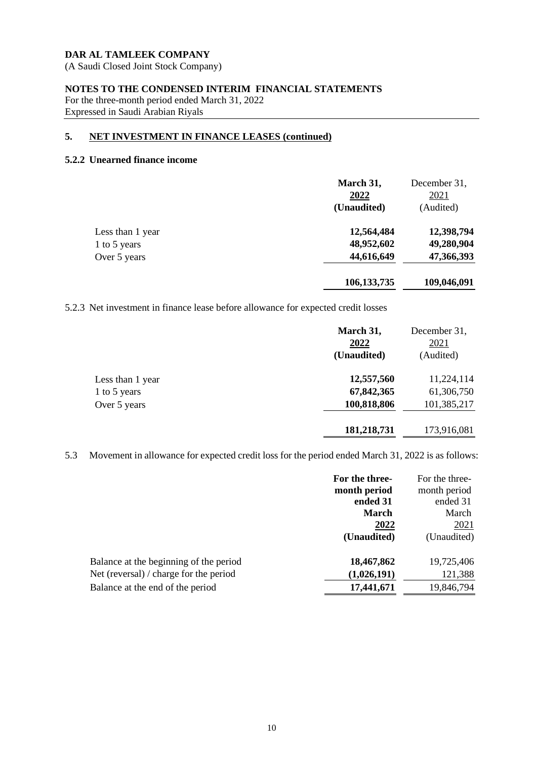**DAR AL TAMLEEK COMPANY**
(A Saudi Closed Joint Stock Company)

**NOTES TO THE CONDENSED INTERIM FINANCIAL STATEMENTS**
For the three-month period ended March 31, 2022
Expressed in Saudi Arabian Riyals

## 5. NET INVESTMENT IN FINANCE LEASES (continued)

### 5.2.2 Unearned finance income

| | **March 31, 2022 (Unaudited)** | December 31, 2021 (Audited) |
|---|---|---|
| Less than 1 year | **12,564,484** | **12,398,794** |
| 1 to 5 years | **48,952,602** | **49,280,904** |
| Over 5 years | **44,616,649** | **47,366,393** |
| | **106,133,735** | **109,046,091** |

5.2.3 Net investment in finance lease before allowance for expected credit losses

| | **March 31, 2022 (Unaudited)** | December 31, 2021 (Audited) |
|---|---|---|
| Less than 1 year | **12,557,560** | 11,224,114 |
| 1 to 5 years | **67,842,365** | 61,306,750 |
| Over 5 years | **100,818,806** | 101,385,217 |
| | **181,218,731** | 173,916,081 |

5.3 Movement in allowance for expected credit loss for the period ended March 31, 2022 is as follows:

| | **For the three-month period ended 31 March 2022 (Unaudited)** | For the three-month period ended 31 March 2021 (Unaudited) |
|---|---|---|
| Balance at the beginning of the period | **18,467,862** | 19,725,406 |
| Net (reversal) / charge for the period | **(1,026,191)** | 121,388 |
| Balance at the end of the period | **17,441,671** | 19,846,794 |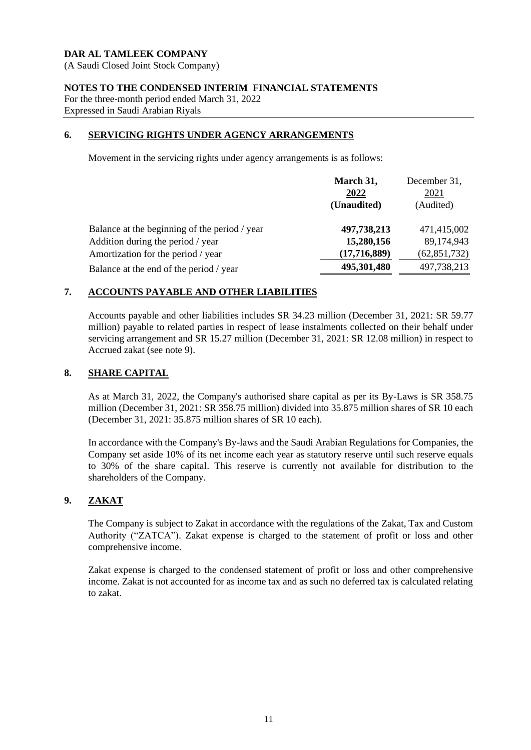**DAR AL TAMLEEK COMPANY**
(A Saudi Closed Joint Stock Company)

**NOTES TO THE CONDENSED INTERIM FINANCIAL STATEMENTS**
For the three-month period ended March 31, 2022
Expressed in Saudi Arabian Riyals

## 6. SERVICING RIGHTS UNDER AGENCY ARRANGEMENTS

Movement in the servicing rights under agency arrangements is as follows:

| | **March 31, 2022 (Unaudited)** | December 31, 2021 (Audited) |
|---|---|---|
| Balance at the beginning of the period / year | **497,738,213** | 471,415,002 |
| Addition during the period / year | **15,280,156** | 89,174,943 |
| Amortization for the period / year | **(17,716,889)** | (62,851,732) |
| Balance at the end of the period / year | **495,301,480** | 497,738,213 |

## 7. ACCOUNTS PAYABLE AND OTHER LIABILITIES

Accounts payable and other liabilities includes SR 34.23 million (December 31, 2021: SR 59.77 million) payable to related parties in respect of lease instalments collected on their behalf under servicing arrangement and SR 15.27 million (December 31, 2021: SR 12.08 million) in respect to Accrued zakat (see note 9).

## 8. SHARE CAPITAL

As at March 31, 2022, the Company's authorised share capital as per its By-Laws is SR 358.75 million (December 31, 2021: SR 358.75 million) divided into 35.875 million shares of SR 10 each (December 31, 2021: 35.875 million shares of SR 10 each).

In accordance with the Company's By-laws and the Saudi Arabian Regulations for Companies, the Company set aside 10% of its net income each year as statutory reserve until such reserve equals to 30% of the share capital. This reserve is currently not available for distribution to the shareholders of the Company.

## 9. ZAKAT

The Company is subject to Zakat in accordance with the regulations of the Zakat, Tax and Custom Authority ("ZATCA"). Zakat expense is charged to the statement of profit or loss and other comprehensive income.

Zakat expense is charged to the condensed statement of profit or loss and other comprehensive income. Zakat is not accounted for as income tax and as such no deferred tax is calculated relating to zakat.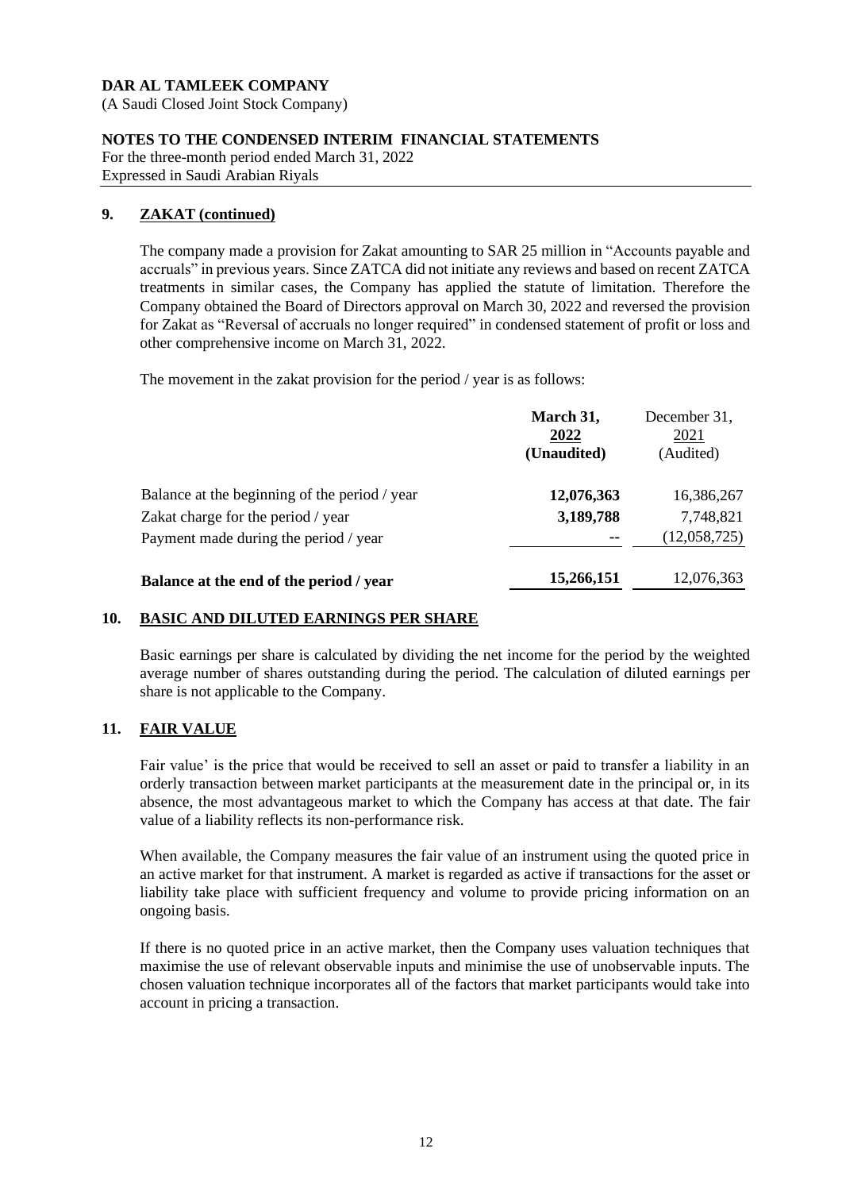**DAR AL TAMLEEK COMPANY**
(A Saudi Closed Joint Stock Company)

**NOTES TO THE CONDENSED INTERIM FINANCIAL STATEMENTS**
For the three-month period ended March 31, 2022
Expressed in Saudi Arabian Riyals

## 9. ZAKAT (continued)

The company made a provision for Zakat amounting to SAR 25 million in "Accounts payable and accruals" in previous years. Since ZATCA did not initiate any reviews and based on recent ZATCA treatments in similar cases, the Company has applied the statute of limitation. Therefore the Company obtained the Board of Directors approval on March 30, 2022 and reversed the provision for Zakat as "Reversal of accruals no longer required" in condensed statement of profit or loss and other comprehensive income on March 31, 2022.

The movement in the zakat provision for the period / year is as follows:

| | **March 31, 2022 (Unaudited)** | December 31, 2021 (Audited) |
|---|---|---|
| Balance at the beginning of the period / year | **12,076,363** | 16,386,267 |
| Zakat charge for the period / year | **3,189,788** | 7,748,821 |
| Payment made during the period / year | **--** | (12,058,725) |
| **Balance at the end of the period / year** | **15,266,151** | 12,076,363 |

## 10. BASIC AND DILUTED EARNINGS PER SHARE

Basic earnings per share is calculated by dividing the net income for the period by the weighted average number of shares outstanding during the period. The calculation of diluted earnings per share is not applicable to the Company.

## 11. FAIR VALUE

Fair value' is the price that would be received to sell an asset or paid to transfer a liability in an orderly transaction between market participants at the measurement date in the principal or, in its absence, the most advantageous market to which the Company has access at that date. The fair value of a liability reflects its non-performance risk.

When available, the Company measures the fair value of an instrument using the quoted price in an active market for that instrument. A market is regarded as active if transactions for the asset or liability take place with sufficient frequency and volume to provide pricing information on an ongoing basis.

If there is no quoted price in an active market, then the Company uses valuation techniques that maximise the use of relevant observable inputs and minimise the use of unobservable inputs. The chosen valuation technique incorporates all of the factors that market participants would take into account in pricing a transaction.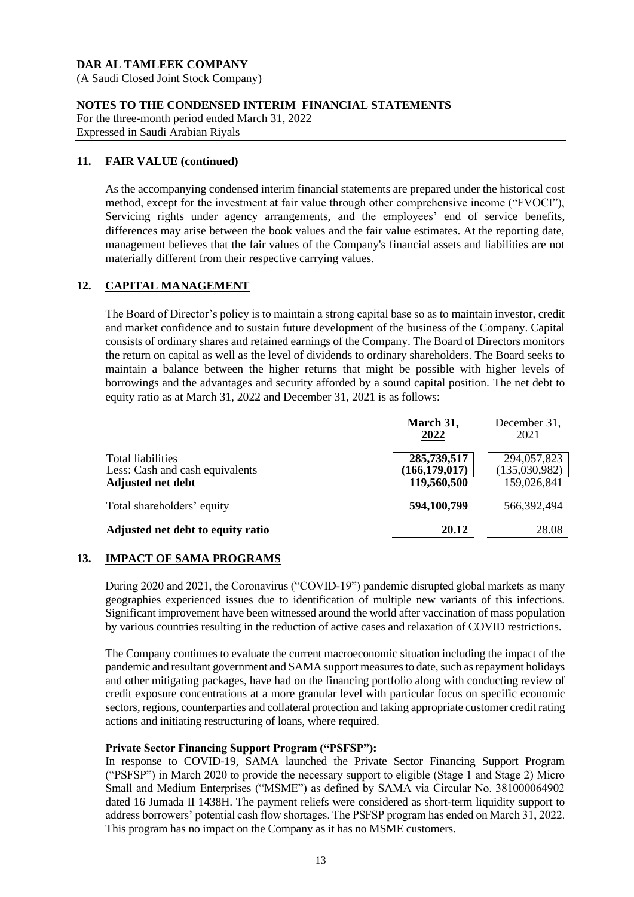**DAR AL TAMLEEK COMPANY**
(A Saudi Closed Joint Stock Company)

**NOTES TO THE CONDENSED INTERIM FINANCIAL STATEMENTS**
For the three-month period ended March 31, 2022
Expressed in Saudi Arabian Riyals

## 11. FAIR VALUE (continued)

As the accompanying condensed interim financial statements are prepared under the historical cost method, except for the investment at fair value through other comprehensive income ("FVOCI"), Servicing rights under agency arrangements, and the employees' end of service benefits, differences may arise between the book values and the fair value estimates. At the reporting date, management believes that the fair values of the Company's financial assets and liabilities are not materially different from their respective carrying values.

## 12. CAPITAL MANAGEMENT

The Board of Director's policy is to maintain a strong capital base so as to maintain investor, credit and market confidence and to sustain future development of the business of the Company. Capital consists of ordinary shares and retained earnings of the Company. The Board of Directors monitors the return on capital as well as the level of dividends to ordinary shareholders. The Board seeks to maintain a balance between the higher returns that might be possible with higher levels of borrowings and the advantages and security afforded by a sound capital position. The net debt to equity ratio as at March 31, 2022 and December 31, 2021 is as follows:

| | **March 31, 2022** | December 31, 2021 |
|---|---|---|
| Total liabilities | **285,739,517** | 294,057,823 |
| Less: Cash and cash equivalents | **(166,179,017)** | (135,030,982) |
| **Adjusted net debt** | **119,560,500** | 159,026,841 |
| Total shareholders' equity | **594,100,799** | 566,392,494 |
| **Adjusted net debt to equity ratio** | **20.12** | 28.08 |

## 13. IMPACT OF SAMA PROGRAMS

During 2020 and 2021, the Coronavirus ("COVID-19") pandemic disrupted global markets as many geographies experienced issues due to identification of multiple new variants of this infections. Significant improvement have been witnessed around the world after vaccination of mass population by various countries resulting in the reduction of active cases and relaxation of COVID restrictions.

The Company continues to evaluate the current macroeconomic situation including the impact of the pandemic and resultant government and SAMA support measures to date, such as repayment holidays and other mitigating packages, have had on the financing portfolio along with conducting review of credit exposure concentrations at a more granular level with particular focus on specific economic sectors, regions, counterparties and collateral protection and taking appropriate customer credit rating actions and initiating restructuring of loans, where required.

**Private Sector Financing Support Program ("PSFSP"):**

In response to COVID-19, SAMA launched the Private Sector Financing Support Program ("PSFSP") in March 2020 to provide the necessary support to eligible (Stage 1 and Stage 2) Micro Small and Medium Enterprises ("MSME") as defined by SAMA via Circular No. 381000064902 dated 16 Jumada II 1438H. The payment reliefs were considered as short-term liquidity support to address borrowers' potential cash flow shortages. The PSFSP program has ended on March 31, 2022. This program has no impact on the Company as it has no MSME customers.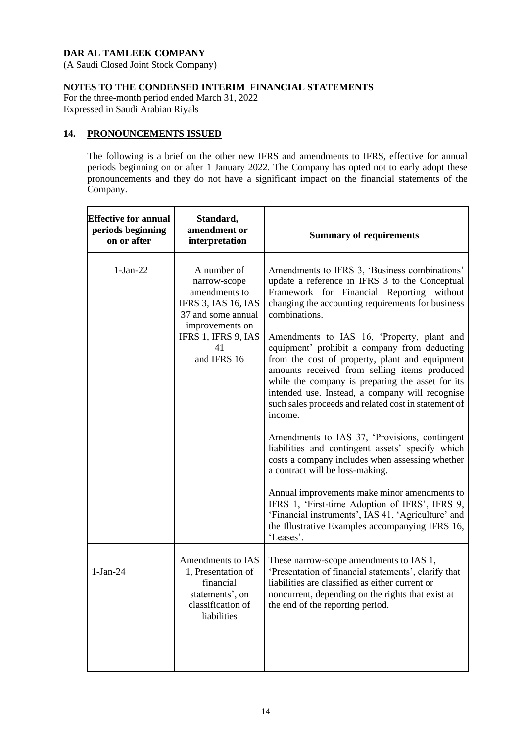**DAR AL TAMLEEK COMPANY**
(A Saudi Closed Joint Stock Company)

**NOTES TO THE CONDENSED INTERIM FINANCIAL STATEMENTS**
For the three-month period ended March 31, 2022
Expressed in Saudi Arabian Riyals

## 14. PRONOUNCEMENTS ISSUED

The following is a brief on the other new IFRS and amendments to IFRS, effective for annual periods beginning on or after 1 January 2022. The Company has opted not to early adopt these pronouncements and they do not have a significant impact on the financial statements of the Company.

| Effective for annual periods beginning on or after | Standard, amendment or interpretation | Summary of requirements |
|---|---|---|
| 1-Jan-22 | A number of narrow-scope amendments to IFRS 3, IAS 16, IAS 37 and some annual improvements on IFRS 1, IFRS 9, IAS 41 and IFRS 16 | Amendments to IFRS 3, 'Business combinations' update a reference in IFRS 3 to the Conceptual Framework for Financial Reporting without changing the accounting requirements for business combinations.<br><br>Amendments to IAS 16, 'Property, plant and equipment' prohibit a company from deducting from the cost of property, plant and equipment amounts received from selling items produced while the company is preparing the asset for its intended use. Instead, a company will recognise such sales proceeds and related cost in statement of income.<br><br>Amendments to IAS 37, 'Provisions, contingent liabilities and contingent assets' specify which costs a company includes when assessing whether a contract will be loss-making.<br><br>Annual improvements make minor amendments to IFRS 1, 'First-time Adoption of IFRS', IFRS 9, 'Financial instruments', IAS 41, 'Agriculture' and the Illustrative Examples accompanying IFRS 16, 'Leases'. |
| 1-Jan-24 | Amendments to IAS 1, Presentation of financial statements', on classification of liabilities | These narrow-scope amendments to IAS 1, 'Presentation of financial statements', clarify that liabilities are classified as either current or noncurrent, depending on the rights that exist at the end of the reporting period. |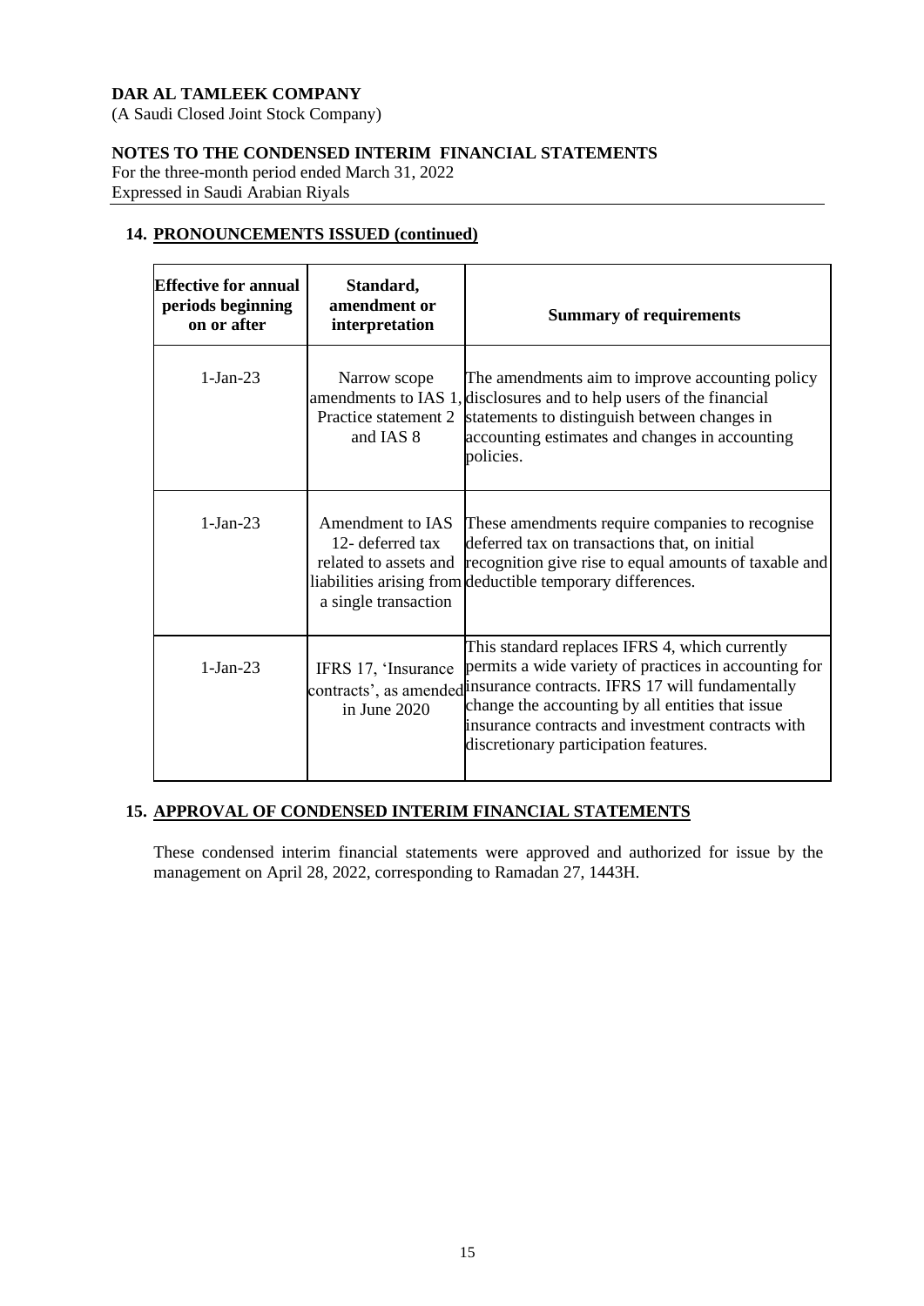**DAR AL TAMLEEK COMPANY**
(A Saudi Closed Joint Stock Company)

**NOTES TO THE CONDENSED INTERIM FINANCIAL STATEMENTS**
For the three-month period ended March 31, 2022
Expressed in Saudi Arabian Riyals

## 14. PRONOUNCEMENTS ISSUED (continued)

| Effective for annual periods beginning on or after | Standard, amendment or interpretation | Summary of requirements |
|---|---|---|
| 1-Jan-23 | Narrow scope amendments to IAS 1, Practice statement 2 and IAS 8 | The amendments aim to improve accounting policy disclosures and to help users of the financial statements to distinguish between changes in accounting estimates and changes in accounting policies. |
| 1-Jan-23 | Amendment to IAS 12- deferred tax related to assets and liabilities arising from a single transaction | These amendments require companies to recognise deferred tax on transactions that, on initial recognition give rise to equal amounts of taxable and deductible temporary differences. |
| 1-Jan-23 | IFRS 17, 'Insurance contracts', as amended in June 2020 | This standard replaces IFRS 4, which currently permits a wide variety of practices in accounting for insurance contracts. IFRS 17 will fundamentally change the accounting by all entities that issue insurance contracts and investment contracts with discretionary participation features. |

## 15. APPROVAL OF CONDENSED INTERIM FINANCIAL STATEMENTS

These condensed interim financial statements were approved and authorized for issue by the management on April 28, 2022, corresponding to Ramadan 27, 1443H.